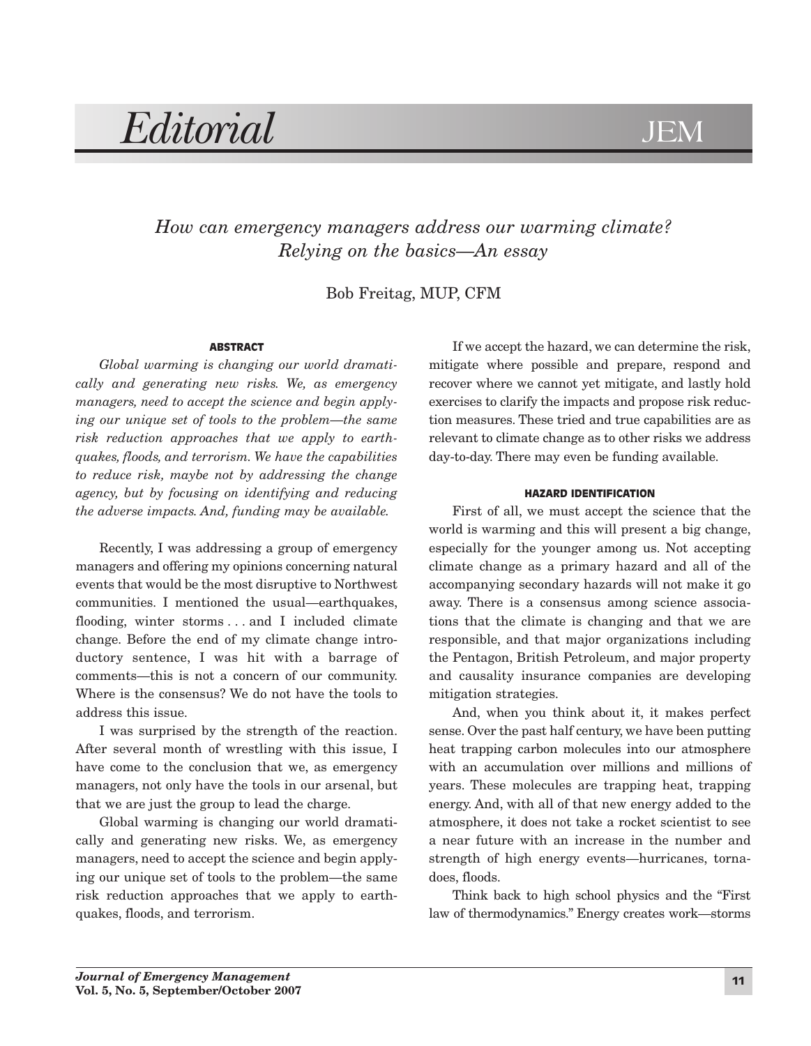# Editorial

## *How can emergency managers address our warming climate? Relying on the basics—An essay*

Bob Freitag, MUP, CFM

### ABSTRACT

*Global warming is changing our world dramatically and generating new risks. We, as emergency managers, need to accept the science and begin applying our unique set of tools to the problem—the same risk reduction approaches that we apply to earthquakes, floods, and terrorism. We have the capabilities to reduce risk, maybe not by addressing the change agency, but by focusing on identifying and reducing the adverse impacts. And, funding may be available.*

Recently, I was addressing a group of emergency managers and offering my opinions concerning natural events that would be the most disruptive to Northwest communities. I mentioned the usual—earthquakes, flooding, winter storms . . . and I included climate change. Before the end of my climate change introductory sentence, I was hit with a barrage of comments—this is not a concern of our community. Where is the consensus? We do not have the tools to address this issue.

I was surprised by the strength of the reaction. After several month of wrestling with this issue, I have come to the conclusion that we, as emergency managers, not only have the tools in our arsenal, but that we are just the group to lead the charge.

Global warming is changing our world dramatically and generating new risks. We, as emergency managers, need to accept the science and begin applying our unique set of tools to the problem—the same risk reduction approaches that we apply to earthquakes, floods, and terrorism.

If we accept the hazard, we can determine the risk, mitigate where possible and prepare, respond and recover where we cannot yet mitigate, and lastly hold exercises to clarify the impacts and propose risk reduction measures. These tried and true capabilities are as relevant to climate change as to other risks we address day-to-day. There may even be funding available.

### HAZARD IDENTIFICATION

First of all, we must accept the science that the world is warming and this will present a big change, especially for the younger among us. Not accepting climate change as a primary hazard and all of the accompanying secondary hazards will not make it go away. There is a consensus among science associations that the climate is changing and that we are responsible, and that major organizations including the Pentagon, British Petroleum, and major property and causality insurance companies are developing mitigation strategies.

And, when you think about it, it makes perfect sense. Over the past half century, we have been putting heat trapping carbon molecules into our atmosphere with an accumulation over millions and millions of years. These molecules are trapping heat, trapping energy. And, with all of that new energy added to the atmosphere, it does not take a rocket scientist to see a near future with an increase in the number and strength of high energy events—hurricanes, tornadoes, floods.

Think back to high school physics and the "First law of thermodynamics." Energy creates work—storms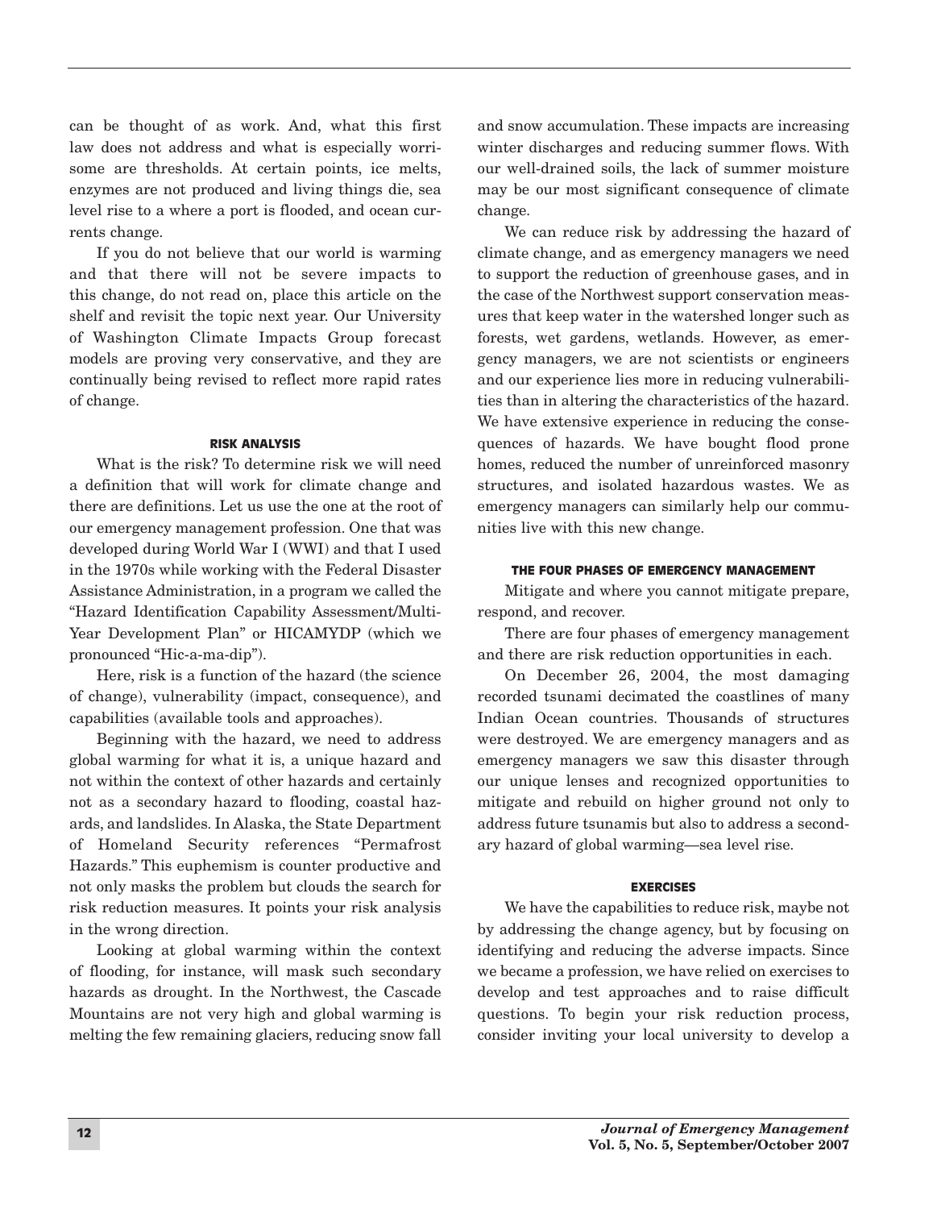can be thought of as work. And, what this first law does not address and what is especially worrisome are thresholds. At certain points, ice melts, enzymes are not produced and living things die, sea level rise to a where a port is flooded, and ocean currents change.

If you do not believe that our world is warming and that there will not be severe impacts to this change, do not read on, place this article on the shelf and revisit the topic next year. Our University of Washington Climate Impacts Group forecast models are proving very conservative, and they are continually being revised to reflect more rapid rates of change.

### RISK ANALYSIS

What is the risk? To determine risk we will need a definition that will work for climate change and there are definitions. Let us use the one at the root of our emergency management profession. One that was developed during World War I (WWI) and that I used in the 1970s while working with the Federal Disaster Assistance Administration, in a program we called the "Hazard Identification Capability Assessment/Multi-Year Development Plan" or HICAMYDP (which we pronounced "Hic-a-ma-dip").

Here, risk is a function of the hazard (the science of change), vulnerability (impact, consequence), and capabilities (available tools and approaches).

Beginning with the hazard, we need to address global warming for what it is, a unique hazard and not within the context of other hazards and certainly not as a secondary hazard to flooding, coastal hazards, and landslides. In Alaska, the State Department of Homeland Security references "Permafrost Hazards." This euphemism is counter productive and not only masks the problem but clouds the search for risk reduction measures. It points your risk analysis in the wrong direction.

Looking at global warming within the context of flooding, for instance, will mask such secondary hazards as drought. In the Northwest, the Cascade Mountains are not very high and global warming is melting the few remaining glaciers, reducing snow fall and snow accumulation. These impacts are increasing winter discharges and reducing summer flows. With our well-drained soils, the lack of summer moisture may be our most significant consequence of climate change.

We can reduce risk by addressing the hazard of climate change, and as emergency managers we need to support the reduction of greenhouse gases, and in the case of the Northwest support conservation measures that keep water in the watershed longer such as forests, wet gardens, wetlands. However, as emergency managers, we are not scientists or engineers and our experience lies more in reducing vulnerabilities than in altering the characteristics of the hazard. We have extensive experience in reducing the consequences of hazards. We have bought flood prone homes, reduced the number of unreinforced masonry structures, and isolated hazardous wastes. We as emergency managers can similarly help our communities live with this new change.

### THE FOUR PHASES OF EMERGENCY MANAGEMENT

Mitigate and where you cannot mitigate prepare, respond, and recover.

There are four phases of emergency management and there are risk reduction opportunities in each.

On December 26, 2004, the most damaging recorded tsunami decimated the coastlines of many Indian Ocean countries. Thousands of structures were destroyed. We are emergency managers and as emergency managers we saw this disaster through our unique lenses and recognized opportunities to mitigate and rebuild on higher ground not only to address future tsunamis but also to address a secondary hazard of global warming—sea level rise.

### EXERCISES

We have the capabilities to reduce risk, maybe not by addressing the change agency, but by focusing on identifying and reducing the adverse impacts. Since we became a profession, we have relied on exercises to develop and test approaches and to raise difficult questions. To begin your risk reduction process, consider inviting your local university to develop a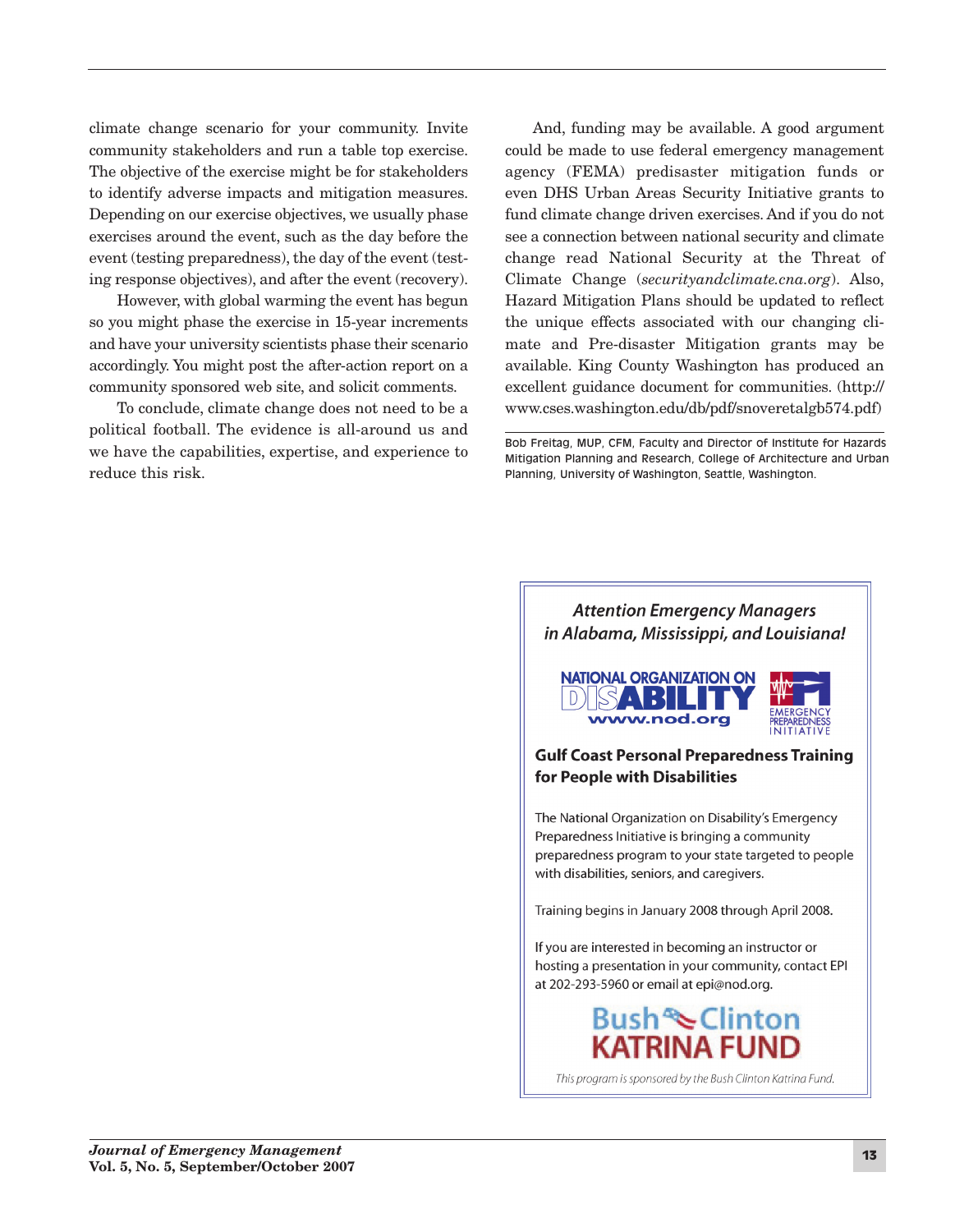climate change scenario for your community. Invite community stakeholders and run a table top exercise. The objective of the exercise might be for stakeholders to identify adverse impacts and mitigation measures. Depending on our exercise objectives, we usually phase exercises around the event, such as the day before the event (testing preparedness), the day of the event (testing response objectives), and after the event (recovery).

However, with global warming the event has begun so you might phase the exercise in 15-year increments and have your university scientists phase their scenario accordingly. You might post the after-action report on a community sponsored web site, and solicit comments.

To conclude, climate change does not need to be a political football. The evidence is all-around us and we have the capabilities, expertise, and experience to reduce this risk.

And, funding may be available. A good argument could be made to use federal emergency management agency (FEMA) predisaster mitigation funds or even DHS Urban Areas Security Initiative grants to fund climate change driven exercises. And if you do not see a connection between national security and climate change read National Security at the Threat of Climate Change (*securityandclimate.cna.org*). Also, Hazard Mitigation Plans should be updated to reflect the unique effects associated with our changing climate and Pre-disaster Mitigation grants may be available. King County Washington has produced an excellent guidance document for communities. (http://www.cses.washington.edu/db/pdf/snoveretalgb574.pdf)

Bob Freitag, MUP, CFM, Faculty and Director of Institute for Hazards Mitigation Planning and Research, College of Architecture and Urban Planning, University of Washington, Seattle, Washington.

*Attention Emergency Managers in Alabama, Mississippi, and Louisiana!*

NATIONAL ORGANIZATION ON DISABILITY
www.nod.org

EMERGENCY PREPAREDNESS INITIATIVE

**Gulf Coast Personal Preparedness Training for People with Disabilities**

The National Organization on Disability's Emergency Preparedness Initiative is bringing a community preparedness program to your state targeted to people with disabilities, seniors, and caregivers.

Training begins in January 2008 through April 2008.

If you are interested in becoming an instructor or hosting a presentation in your community, contact EPI at 202-293-5960 or email at epi@nod.org.

Bush Clinton KATRINA FUND

*This program is sponsored by the Bush Clinton Katrina Fund.*